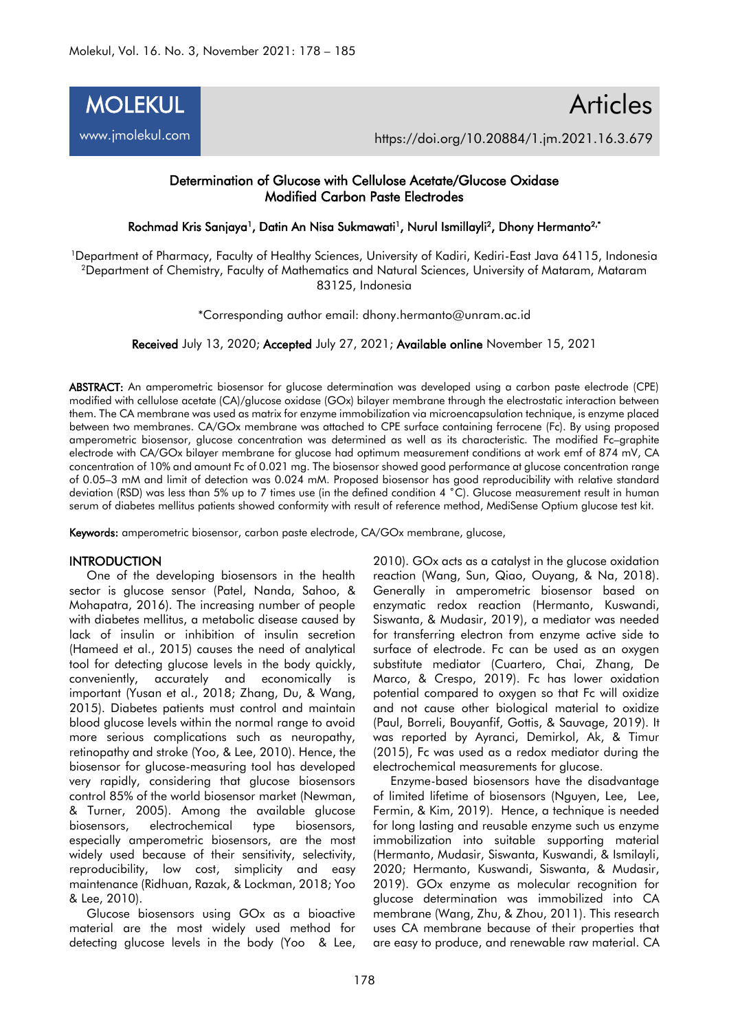# Determination of Glucose with Cellulose Acetate/Glucose Oxidase Modified Carbon Paste Electrodes

**Rochmad Kris Sanjaya[1], Datin An Nisa Sukmawati[1], Nurul Ismillayli[2], Dhony Hermanto[2,*]**

[1]Department of Pharmacy, Faculty of Healthy Sciences, University of Kadiri, Kediri-East Java 64115, Indonesia
[2]Department of Chemistry, Faculty of Mathematics and Natural Sciences, University of Mataram, Mataram 83125, Indonesia

*Corresponding author email: dhony.hermanto@unram.ac.id

**Received** July 13, 2020; **Accepted** July 27, 2021; **Available online** November 15, 2021

https://doi.org/10.20884/1.jm.2021.16.3.679

**ABSTRACT:** An amperometric biosensor for glucose determination was developed using a carbon paste electrode (CPE) modified with cellulose acetate (CA)/glucose oxidase (GOx) bilayer membrane through the electrostatic interaction between them. The CA membrane was used as matrix for enzyme immobilization via microencapsulation technique, is enzyme placed between two membranes. CA/GOx membrane was attached to CPE surface containing ferrocene (Fc). By using proposed amperometric biosensor, glucose concentration was determined as well as its characteristic. The modified Fc–graphite electrode with CA/GOx bilayer membrane for glucose had optimum measurement conditions at work emf of 874 mV, CA concentration of 10% and amount Fc of 0.021 mg. The biosensor showed good performance at glucose concentration range of 0.05–3 mM and limit of detection was 0.024 mM. Proposed biosensor has good reproducibility with relative standard deviation (RSD) was less than 5% up to 7 times use (in the defined condition 4 °C). Glucose measurement result in human serum of diabetes mellitus patients showed conformity with result of reference method, MediSense Optium glucose test kit.

**Keywords:** amperometric biosensor, carbon paste electrode, CA/GOx membrane, glucose,

## INTRODUCTION

One of the developing biosensors in the health sector is glucose sensor (Patel, Nanda, Sahoo, & Mohapatra, 2016). The increasing number of people with diabetes mellitus, a metabolic disease caused by lack of insulin or inhibition of insulin secretion (Hameed et al., 2015) causes the need of analytical tool for detecting glucose levels in the body quickly, conveniently, accurately and economically is important (Yusan et al., 2018; Zhang, Du, & Wang, 2015). Diabetes patients must control and maintain blood glucose levels within the normal range to avoid more serious complications such as neuropathy, retinopathy and stroke (Yoo, & Lee, 2010). Hence, the biosensor for glucose-measuring tool has developed very rapidly, considering that glucose biosensors control 85% of the world biosensor market (Newman, & Turner, 2005). Among the available glucose biosensors, electrochemical type biosensors, especially amperometric biosensors, are the most widely used because of their sensitivity, selectivity, reproducibility, low cost, simplicity and easy maintenance (Ridhuan, Razak, & Lockman, 2018; Yoo & Lee, 2010).

Glucose biosensors using GOx as a bioactive material are the most widely used method for detecting glucose levels in the body (Yoo & Lee, 2010). GOx acts as a catalyst in the glucose oxidation reaction (Wang, Sun, Qiao, Ouyang, & Na, 2018). Generally in amperometric biosensor based on enzymatic redox reaction (Hermanto, Kuswandi, Siswanta, & Mudasir, 2019), a mediator was needed for transferring electron from enzyme active side to surface of electrode. Fc can be used as an oxygen substitute mediator (Cuartero, Chai, Zhang, De Marco, & Crespo, 2019). Fc has lower oxidation potential compared to oxygen so that Fc will oxidize and not cause other biological material to oxidize (Paul, Borreli, Bouyanfif, Gottis, & Sauvage, 2019). It was reported by Ayranci, Demirkol, Ak, & Timur (2015), Fc was used as a redox mediator during the electrochemical measurements for glucose.

Enzyme-based biosensors have the disadvantage of limited lifetime of biosensors (Nguyen, Lee, Lee, Fermin, & Kim, 2019). Hence, a technique is needed for long lasting and reusable enzyme such us enzyme immobilization into suitable supporting material (Hermanto, Mudasir, Siswanta, Kuswandi, & Ismilayli, 2020; Hermanto, Kuswandi, Siswanta, & Mudasir, 2019). GOx enzyme as molecular recognition for glucose determination was immobilized into CA membrane (Wang, Zhu, & Zhou, 2011). This research uses CA membrane because of their properties that are easy to produce, and renewable raw material. CA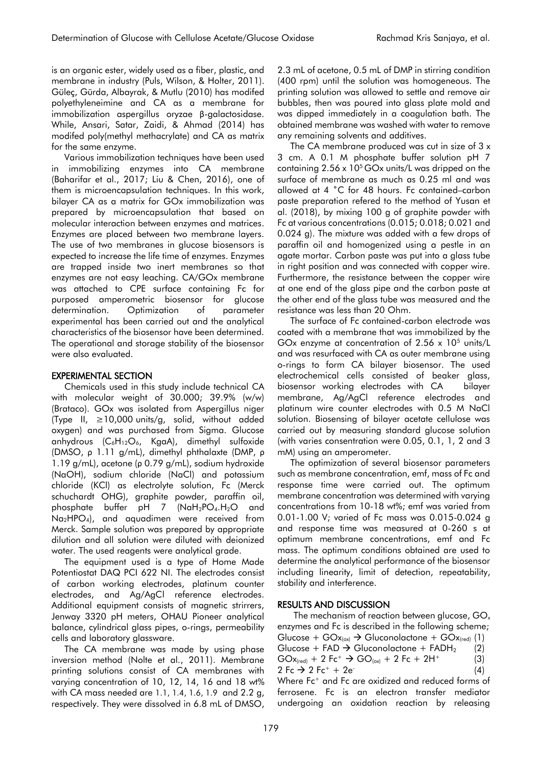is an organic ester, widely used as a fiber, plastic, and membrane in industry (Puls, Wilson, & Holter, 2011). Güleç, Gürda, Albayrak, & Mutlu (2010) has modifed polyethyleneimine and CA as a membrane for immobilization aspergillus oryzae β-galactosidase. While, Ansari, Satar, Zaidi, & Ahmad (2014) has modifed poly(methyl methacrylate) and CA as matrix for the same enzyme.

Various immobilization techniques have been used in immobilizing enzymes into CA membrane (Baharifar et al., 2017; Liu & Chen, 2016), one of them is microencapsulation techniques. In this work, bilayer CA as a matrix for GOx immobilization was prepared by microencapsulation that based on molecular interaction between enzymes and matrices. Enzymes are placed between two membrane layers. The use of two membranes in glucose biosensors is expected to increase the life time of enzymes. Enzymes are trapped inside two inert membranes so that enzymes are not easy leaching. CA/GOx membrane was attached to CPE surface containing Fc for purposed amperometric biosensor for glucose determination. Optimization of parameter experimental has been carried out and the analytical characteristics of the biosensor have been determined. The operational and storage stability of the biosensor were also evaluated.

## EXPERIMENTAL SECTION

Chemicals used in this study include technical CA with molecular weight of 30.000; 39.9% (w/w) (Brataco). GOx was isolated from Aspergillus niger (Type II, ≥10,000 units/g, solid, without added oxygen) and was purchased from Sigma. Glucose anhydrous ($C_6H_{12}O_6$, KgaA), dimethyl sulfoxide (DMSO, ρ 1.11 g/mL), dimethyl phthalaxte (DMP, ρ 1.19 g/mL), acetone (ρ 0.79 g/mL), sodium hydroxide (NaOH), sodium chloride (NaCl) and potassium chloride (KCl) as electrolyte solution, Fc (Merck schuchardt OHG), graphite powder, paraffin oil, phosphate buffer pH 7 ($NaH_2PO_4.H_2O$ and $Na_2HPO_4$), and aquadimen were received from Merck. Sample solution was prepared by appropriate dilution and all solution were diluted with deionized water. The used reagents were analytical grade.

The equipment used is a type of Home Made Potentiostat DAQ PCI 622 NI. The electrodes consist of carbon working electrodes, platinum counter electrodes, and Ag/AgCl reference electrodes. Additional equipment consists of magnetic strirrers, Jenway 3320 pH meters, OHAU Pioneer analytical balance, cylindrical glass pipes, o-rings, permeability cells and laboratory glassware.

The CA membrane was made by using phase inversion method (Nolte et al., 2011). Membrane printing solutions consist of CA membranes with varying concentration of 10, 12, 14, 16 and 18 wt% with CA mass needed are 1.1, 1.4, 1.6, 1.9 and 2.2 g, respectively. They were dissolved in 6.8 mL of DMSO, 2.3 mL of acetone, 0.5 mL of DMP in stirring condition (400 rpm) until the solution was homogeneous. The printing solution was allowed to settle and remove air bubbles, then was poured into glass plate mold and was dipped immediately in a coagulation bath. The obtained membrane was washed with water to remove any remaining solvents and additives.

The CA membrane produced was cut in size of 3 x 3 cm. A 0.1 M phosphate buffer solution pH 7 containing $2.56 \times 10^5$ GOx units/L was dripped on the surface of membrane as much as 0.25 ml and was allowed at 4 °C for 48 hours. Fc contained–carbon paste preparation refered to the method of Yusan et al. (2018), by mixing 100 g of graphite powder with Fc at various concentrations (0.015; 0.018; 0.021 and 0.024 g). The mixture was added with a few drops of paraffin oil and homogenized using a pestle in an agate mortar. Carbon paste was put into a glass tube in right position and was connected with copper wire. Furthermore, the resistance between the copper wire at one end of the glass pipe and the carbon paste at the other end of the glass tube was measured and the resistance was less than 20 Ohm.

The surface of Fc contained-carbon electrode was coated with a membrane that was immobilized by the GOx enzyme at concentration of $2.56 \times 10^5$ units/L and was resurfaced with CA as outer membrane using o-rings to form CA bilayer biosensor. The used electrochemical cells consisted of beaker glass, biosensor working electrodes with CA bilayer membrane, Ag/AgCl reference electrodes and platinum wire counter electrodes with 0.5 M NaCl solution. Biosensing of bilayer acetate cellulose was carried out by measuring standard glucose solution (with varies consentration were 0.05, 0.1, 1, 2 and 3 mM) using an amperometer.

The optimization of several biosensor parameters such as membrane concentration, emf, mass of Fc and response time were carried out. The optimum membrane concentration was determined with varying concentrations from 10-18 wt%; emf was varied from 0.01-1.00 V; varied of Fc mass was 0.015-0.024 g and response time was measured at 0-260 s at optimum membrane concentrations, emf and Fc mass. The optimum conditions obtained are used to determine the analytical performance of the biosensor including linearity, limit of detection, repeatability, stability and interference.

## RESULTS AND DISCUSSION

The mechanism of reaction between glucose, $GO_x$ enzymes and Fc is described in the following scheme;

$$\text{Glucose} + GOx_{(ox)} \rightarrow \text{Gluconolactone} + GOx_{(red)} \quad (1)$$

$$\text{Glucose} + FAD \rightarrow \text{Gluconolactone} + FADH_2 \quad (2)$$

$$GOx_{(red)} + 2\,Fc^{+} \rightarrow GO_{(ox)} + 2\,Fc + 2H^{+} \quad (3)$$

$$2\,Fc \rightarrow 2\,Fc^{+} + 2e^{-} \quad (4)$$

Where $Fc^+$ and Fc are oxidized and reduced forms of ferrosene. Fc is an electron transfer mediator undergoing an oxidation reaction by releasing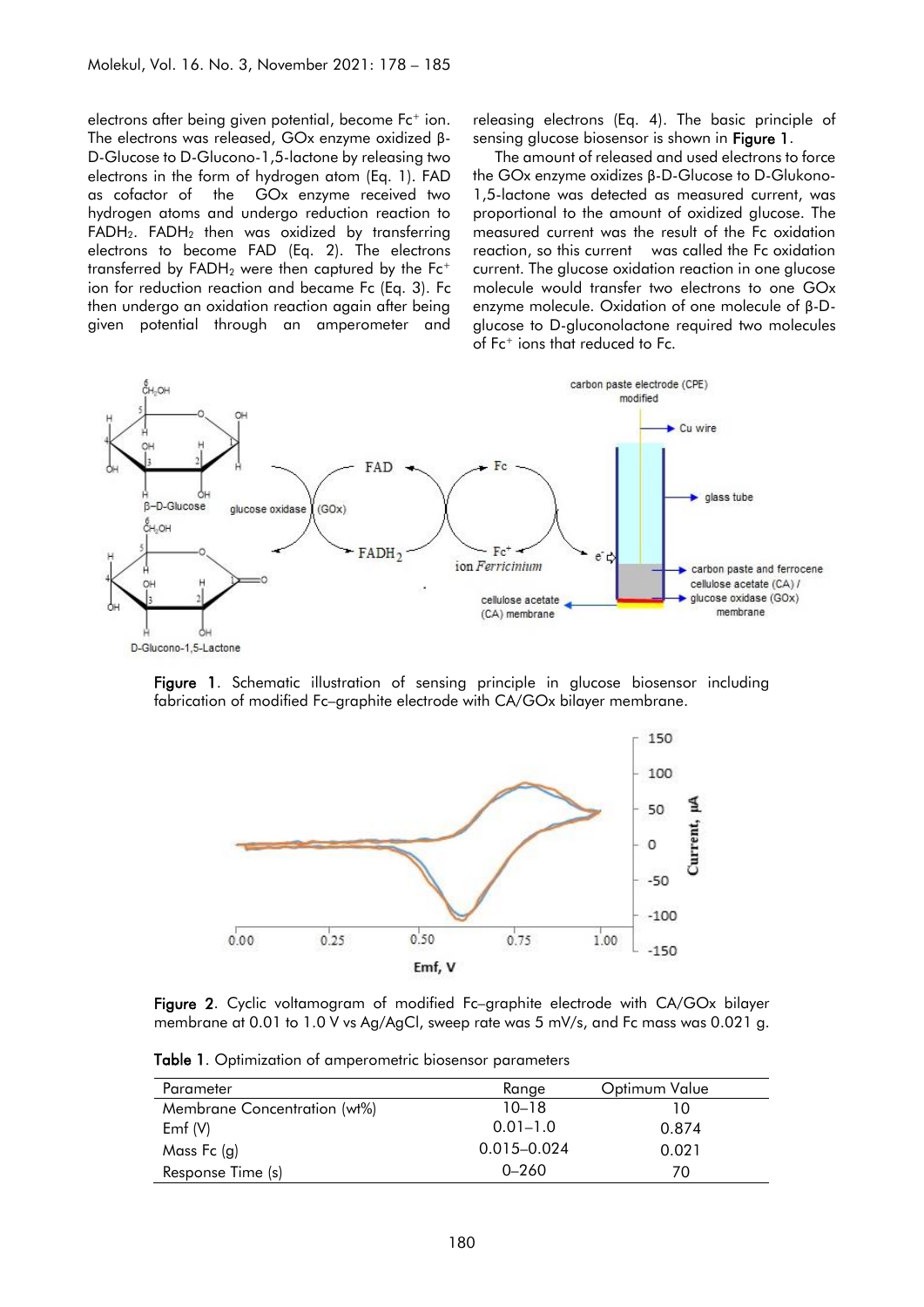electrons after being given potential, become $Fc^+$ ion. The electrons was released, GOx enzyme oxidized β-D-Glucose to D-Glucono-1,5-lactone by releasing two electrons in the form of hydrogen atom (Eq. 1). FAD as cofactor of the GOx enzyme received two hydrogen atoms and undergo reduction reaction to $FADH_2$. $FADH_2$ then was oxidized by transferring electrons to become FAD (Eq. 2). The electrons transferred by $FADH_2$ were then captured by the $Fc^+$ ion for reduction reaction and became Fc (Eq. 3). Fc then undergo an oxidation reaction again after being given potential through an amperometer and releasing electrons (Eq. 4). The basic principle of sensing glucose biosensor is shown in **Figure 1**.

The amount of released and used electrons to force the GOx enzyme oxidizes β-D-Glucose to D-Glukono-1,5-lactone was detected as measured current, was proportional to the amount of oxidized glucose. The measured current was the result of the Fc oxidation reaction, so this current was called the Fc oxidation current. The glucose oxidation reaction in one glucose molecule would transfer two electrons to one GOx enzyme molecule. Oxidation of one molecule of β-D-glucose to D-gluconolactone required two molecules of $Fc^+$ ions that reduced to Fc.

**Figure 1**. Schematic illustration of sensing principle in glucose biosensor including fabrication of modified Fc–graphite electrode with CA/GOx bilayer membrane.

**Figure 2**. Cyclic voltamogram of modified Fc–graphite electrode with CA/GOx bilayer membrane at 0.01 to 1.0 V vs Ag/AgCl, sweep rate was 5 mV/s, and Fc mass was 0.021 g.

**Table 1**. Optimization of amperometric biosensor parameters

| Parameter | Range | Optimum Value |
|---|---|---|
| Membrane Concentration (wt%) | 10–18 | 10 |
| Emf (V) | 0.01–1.0 | 0.874 |
| Mass Fc (g) | 0.015–0.024 | 0.021 |
| Response Time (s) | 0–260 | 70 |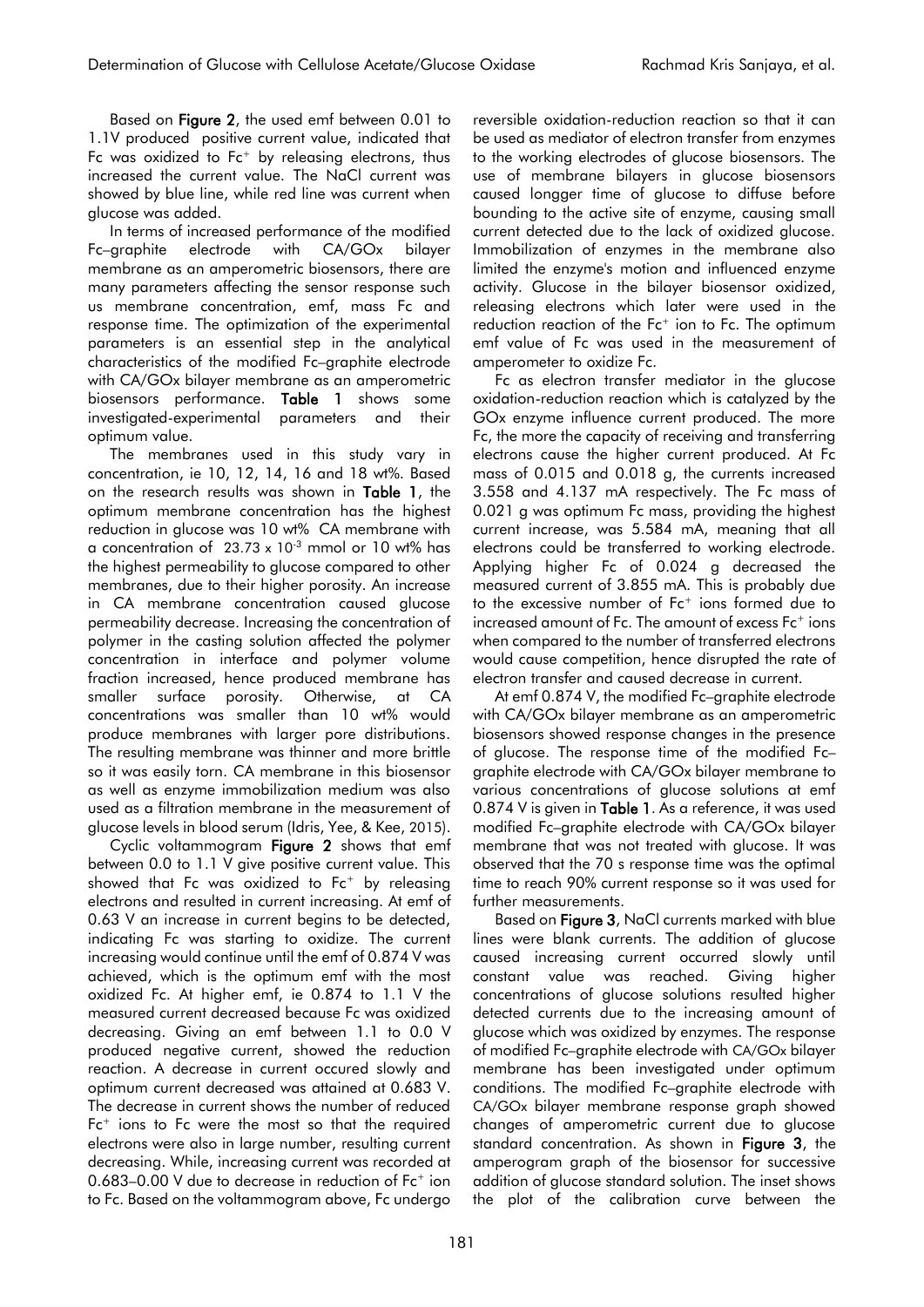Based on **Figure 2**, the used emf between 0.01 to 1.1V produced positive current value, indicated that Fc was oxidized to $Fc^+$ by releasing electrons, thus increased the current value. The NaCl current was showed by blue line, while red line was current when glucose was added.

In terms of increased performance of the modified Fc–graphite electrode with CA/GOx bilayer membrane as an amperometric biosensors, there are many parameters affecting the sensor response such us membrane concentration, emf, mass Fc and response time. The optimization of the experimental parameters is an essential step in the analytical characteristics of the modified Fc–graphite electrode with CA/GOx bilayer membrane as an amperometric biosensors performance. **Table 1** shows some investigated-experimental parameters and their optimum value.

The membranes used in this study vary in concentration, ie 10, 12, 14, 16 and 18 wt%. Based on the research results was shown in **Table 1**, the optimum membrane concentration has the highest reduction in glucose was 10 wt% CA membrane with a concentration of $23.73 \times 10^{-3}$ mmol or 10 wt% has the highest permeability to glucose compared to other membranes, due to their higher porosity. An increase in CA membrane concentration caused glucose permeability decrease. Increasing the concentration of polymer in the casting solution affected the polymer concentration in interface and polymer volume fraction increased, hence produced membrane has smaller surface porosity. Otherwise, at CA concentrations was smaller than 10 wt% would produce membranes with larger pore distributions. The resulting membrane was thinner and more brittle so it was easily torn. CA membrane in this biosensor as well as enzyme immobilization medium was also used as a filtration membrane in the measurement of glucose levels in blood serum (Idris, Yee, & Kee, 2015).

Cyclic voltammogram **Figure 2** shows that emf between 0.0 to 1.1 V give positive current value. This showed that Fc was oxidized to $Fc^+$ by releasing electrons and resulted in current increasing. At emf of 0.63 V an increase in current begins to be detected, indicating Fc was starting to oxidize. The current increasing would continue until the emf of 0.874 V was achieved, which is the optimum emf with the most oxidized Fc. At higher emf, ie 0.874 to 1.1 V the measured current decreased because Fc was oxidized decreasing. Giving an emf between 1.1 to 0.0 V produced negative current, showed the reduction reaction. A decrease in current occured slowly and optimum current decreased was attained at 0.683 V. The decrease in current shows the number of reduced $Fc^+$ ions to Fc were the most so that the required electrons were also in large number, resulting current decreasing. While, increasing current was recorded at 0.683–0.00 V due to decrease in reduction of $Fc^+$ ion to Fc. Based on the voltammogram above, Fc undergo reversible oxidation-reduction reaction so that it can be used as mediator of electron transfer from enzymes to the working electrodes of glucose biosensors. The use of membrane bilayers in glucose biosensors caused longger time of glucose to diffuse before bounding to the active site of enzyme, causing small current detected due to the lack of oxidized glucose. Immobilization of enzymes in the membrane also limited the enzyme's motion and influenced enzyme activity. Glucose in the bilayer biosensor oxidized, releasing electrons which later were used in the reduction reaction of the $Fc^+$ ion to Fc. The optimum emf value of Fc was used in the measurement of amperometer to oxidize Fc.

Fc as electron transfer mediator in the glucose oxidation-reduction reaction which is catalyzed by the GOx enzyme influence current produced. The more Fc, the more the capacity of receiving and transferring electrons cause the higher current produced. At Fc mass of 0.015 and 0.018 g, the currents increased 3.558 and 4.137 mA respectively. The Fc mass of 0.021 g was optimum Fc mass, providing the highest current increase, was 5.584 mA, meaning that all electrons could be transferred to working electrode. Applying higher Fc of 0.024 g decreased the measured current of 3.855 mA. This is probably due to the excessive number of $Fc^+$ ions formed due to increased amount of Fc. The amount of excess $Fc^+$ ions when compared to the number of transferred electrons would cause competition, hence disrupted the rate of electron transfer and caused decrease in current.

At emf 0.874 V, the modified Fc–graphite electrode with CA/GOx bilayer membrane as an amperometric biosensors showed response changes in the presence of glucose. The response time of the modified Fc–graphite electrode with CA/GOx bilayer membrane to various concentrations of glucose solutions at emf 0.874 V is given in **Table 1**. As a reference, it was used modified Fc–graphite electrode with CA/GOx bilayer membrane that was not treated with glucose. It was observed that the 70 s response time was the optimal time to reach 90% current response so it was used for further measurements.

Based on **Figure 3**, NaCl currents marked with blue lines were blank currents. The addition of glucose caused increasing current occurred slowly until constant value was reached. Giving higher concentrations of glucose solutions resulted higher detected currents due to the increasing amount of glucose which was oxidized by enzymes. The response of modified Fc–graphite electrode with CA/GOx bilayer membrane has been investigated under optimum conditions. The modified Fc–graphite electrode with CA/GOx bilayer membrane response graph showed changes of amperometric current due to glucose standard concentration. As shown in **Figure 3**, the amperogram graph of the biosensor for successive addition of glucose standard solution. The inset shows the plot of the calibration curve between the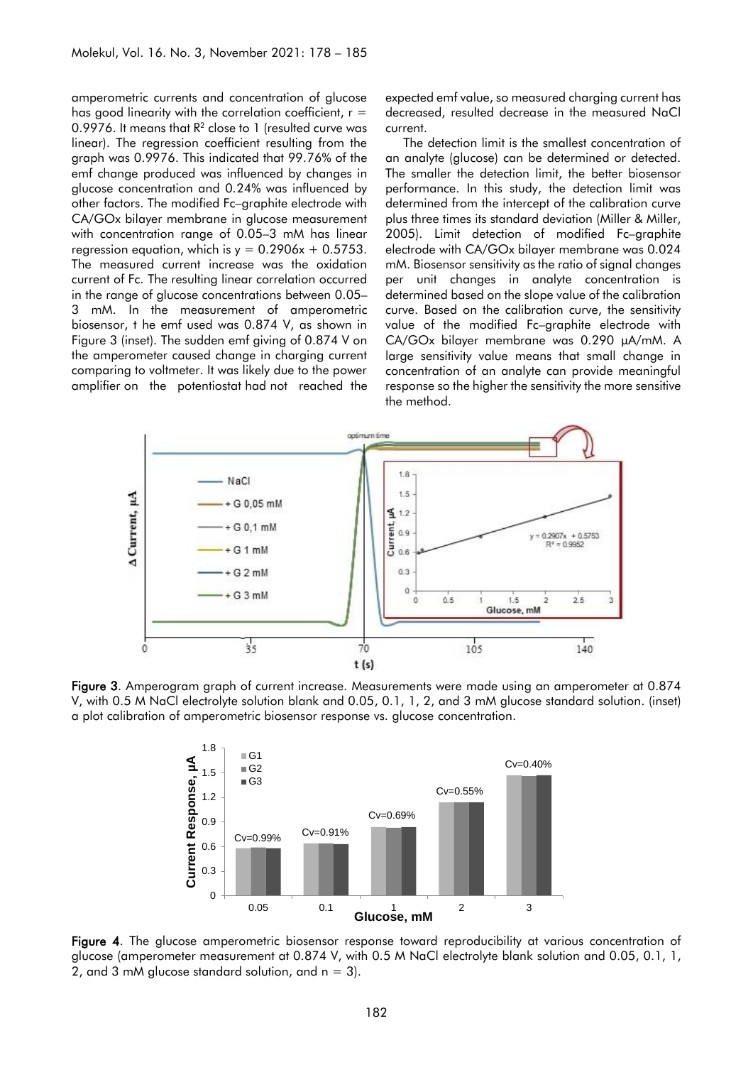amperometric currents and concentration of glucose has good linearity with the correlation coefficient, r = 0.9976. It means that $R^2$ close to 1 (resulted curve was linear). The regression coefficient resulting from the graph was 0.9976. This indicated that 99.76% of the emf change produced was influenced by changes in glucose concentration and 0.24% was influenced by other factors. The modified Fc–graphite electrode with CA/GOx bilayer membrane in glucose measurement with concentration range of 0.05–3 mM has linear regression equation, which is $y = 0.2906x + 0.5753$. The measured current increase was the oxidation current of Fc. The resulting linear correlation occurred in the range of glucose concentrations between 0.05–3 mM. In the measurement of amperometric biosensor, t he emf used was 0.874 V, as shown in Figure 3 (inset). The sudden emf giving of 0.874 V on the amperometer caused change in charging current comparing to voltmeter. It was likely due to the power amplifier on the potentiostat had not reached the expected emf value, so measured charging current has decreased, resulted decrease in the measured NaCl current.

The detection limit is the smallest concentration of an analyte (glucose) can be determined or detected. The smaller the detection limit, the better biosensor performance. In this study, the detection limit was determined from the intercept of the calibration curve plus three times its standard deviation (Miller & Miller, 2005). Limit detection of modified Fc–graphite electrode with CA/GOx bilayer membrane was 0.024 mM. Biosensor sensitivity as the ratio of signal changes per unit changes in analyte concentration is determined based on the slope value of the calibration curve. Based on the calibration curve, the sensitivity value of the modified Fc–graphite electrode with CA/GOx bilayer membrane was 0.290 µA/mM. A large sensitivity value means that small change in concentration of an analyte can provide meaningful response so the higher the sensitivity the more sensitive the method.

**Figure 3**. Amperogram graph of current increase. Measurements were made using an amperometer at 0.874 V, with 0.5 M NaCl electrolyte solution blank and 0.05, 0.1, 1, 2, and 3 mM glucose standard solution. (inset) a plot calibration of amperometric biosensor response vs. glucose concentration.

**Figure 4**. The glucose amperometric biosensor response toward reproducibility at various concentration of glucose (amperometer measurement at 0.874 V, with 0.5 M NaCl electrolyte blank solution and 0.05, 0.1, 1, 2, and 3 mM glucose standard solution, and n = 3).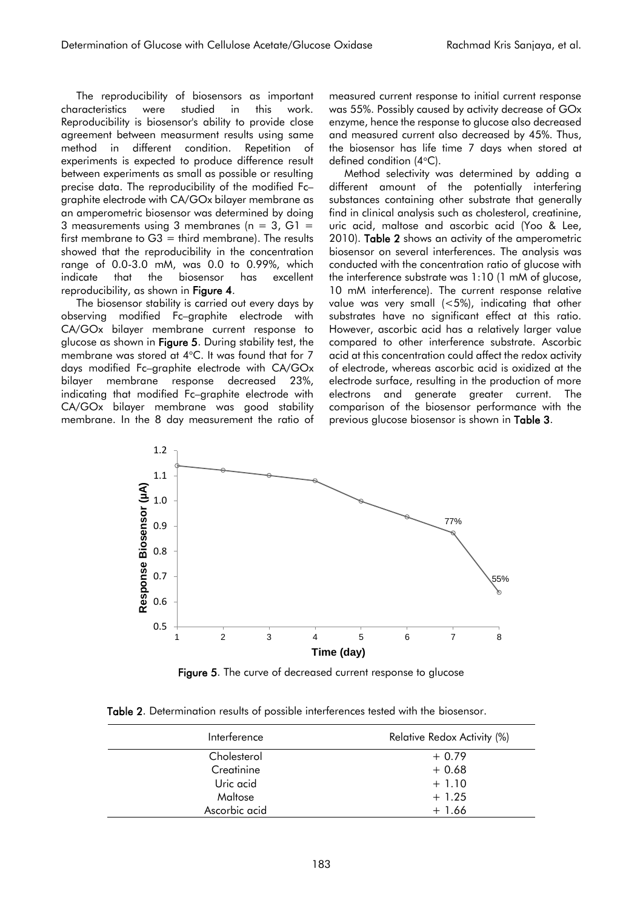The reproducibility of biosensors as important characteristics were studied in this work. Reproducibility is biosensor's ability to provide close agreement between measurment results using same method in different condition. Repetition of experiments is expected to produce difference result between experiments as small as possible or resulting precise data. The reproducibility of the modified Fc–graphite electrode with CA/GOx bilayer membrane as an amperometric biosensor was determined by doing 3 measurements using 3 membranes (n = 3, G1 = first membrane to G3 = third membrane). The results showed that the reproducibility in the concentration range of 0.0-3.0 mM, was 0.0 to 0.99%, which indicate that the biosensor has excellent reproducibility, as shown in **Figure 4**.

The biosensor stability is carried out every days by observing modified Fc–graphite electrode with CA/GOx bilayer membrane current response to glucose as shown in **Figure 5**. During stability test, the membrane was stored at 4°C. It was found that for 7 days modified Fc–graphite electrode with CA/GOx bilayer membrane response decreased 23%, indicating that modified Fc–graphite electrode with CA/GOx bilayer membrane was good stability membrane. In the 8 day measurement the ratio of measured current response to initial current response was 55%. Possibly caused by activity decrease of GOx enzyme, hence the response to glucose also decreased and measured current also decreased by 45%. Thus, the biosensor has life time 7 days when stored at defined condition (4°C).

Method selectivity was determined by adding a different amount of the potentially interfering substances containing other substrate that generally find in clinical analysis such as cholesterol, creatinine, uric acid, maltose and ascorbic acid (Yoo & Lee, 2010). **Table 2** shows an activity of the amperometric biosensor on several interferences. The analysis was conducted with the concentration ratio of glucose with the interference substrate was 1:10 (1 mM of glucose, 10 mM interference). The current response relative value was very small (<5%), indicating that other substrates have no significant effect at this ratio. However, ascorbic acid has a relatively larger value compared to other interference substrate. Ascorbic acid at this concentration could affect the redox activity of electrode, whereas ascorbic acid is oxidized at the electrode surface, resulting in the production of more electrons and generate greater current. The comparison of the biosensor performance with the previous glucose biosensor is shown in **Table 3**.

**Figure 5**. The curve of decreased current response to glucose

**Table 2**. Determination results of possible interferences tested with the biosensor.

| Interference | Relative Redox Activity (%) |
|---|---|
| Cholesterol | + 0.79 |
| Creatinine | + 0.68 |
| Uric acid | + 1.10 |
| Maltose | + 1.25 |
| Ascorbic acid | + 1.66 |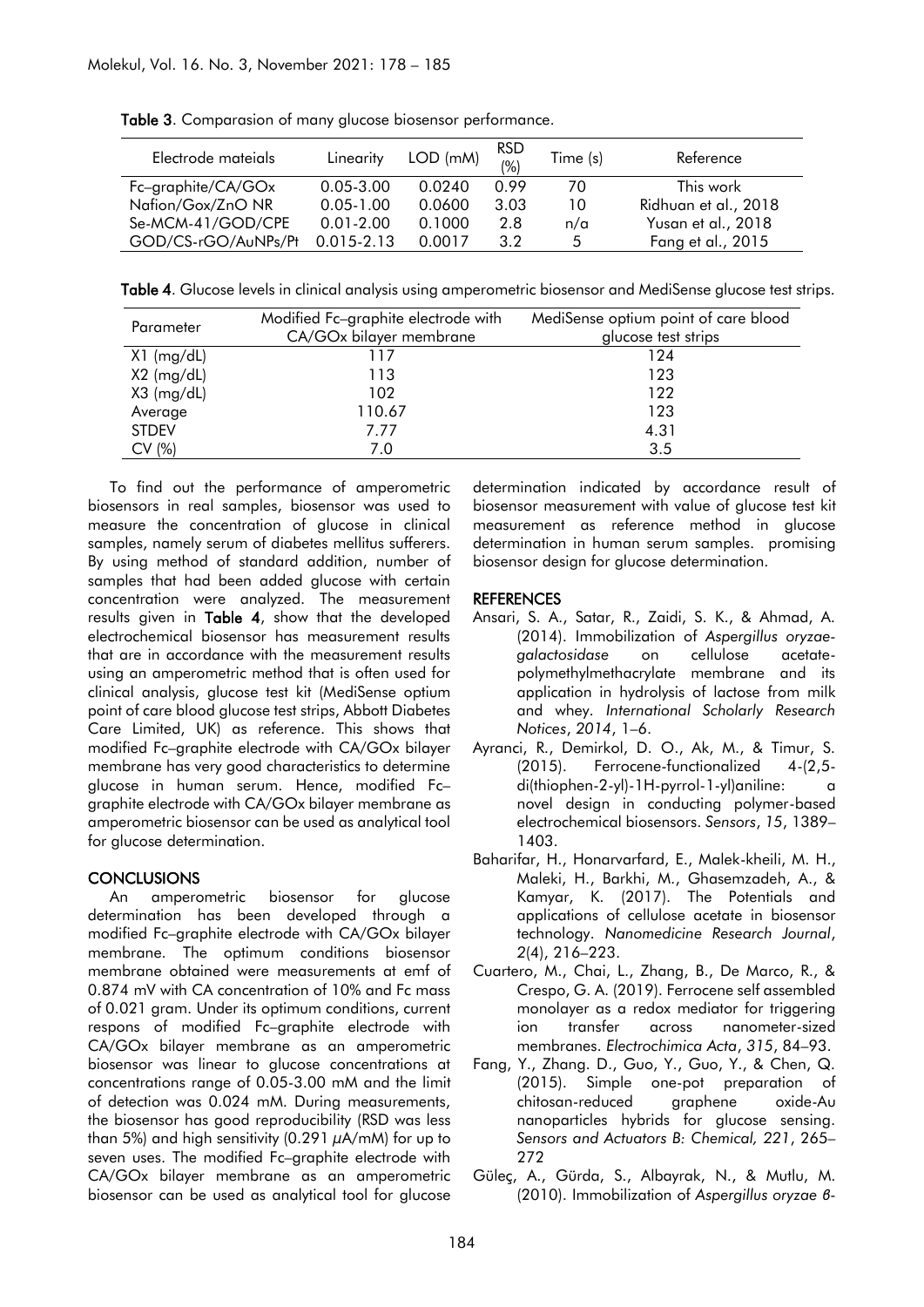Table 3. Comparasion of many glucose biosensor performance.

| Electrode mateials | Linearity | LOD (mM) | RSD (%) | Time (s) | Reference |
|---|---|---|---|---|---|
| Fc–graphite/CA/GOx | 0.05-3.00 | 0.0240 | 0.99 | 70 | This work |
| Nafion/Gox/ZnO NR | 0.05-1.00 | 0.0600 | 3.03 | 10 | Ridhuan et al., 2018 |
| Se-MCM-41/GOD/CPE | 0.01-2.00 | 0.1000 | 2.8 | n/a | Yusan et al., 2018 |
| GOD/CS-rGO/AuNPs/Pt | 0.015-2.13 | 0.0017 | 3.2 | 5 | Fang et al., 2015 |

Table 4. Glucose levels in clinical analysis using amperometric biosensor and MediSense glucose test strips.

| Parameter | Modified Fc–graphite electrode with CA/GOx bilayer membrane | MediSense optium point of care blood glucose test strips |
|---|---|---|
| X1 (mg/dL) | 117 | 124 |
| X2 (mg/dL) | 113 | 123 |
| X3 (mg/dL) | 102 | 122 |
| Average | 110.67 | 123 |
| STDEV | 7.77 | 4.31 |
| CV (%) | 7.0 | 3.5 |

To find out the performance of amperometric biosensors in real samples, biosensor was used to measure the concentration of glucose in clinical samples, namely serum of diabetes mellitus sufferers. By using method of standard addition, number of samples that had been added glucose with certain concentration were analyzed. The measurement results given in **Table 4**, show that the developed electrochemical biosensor has measurement results that are in accordance with the measurement results using an amperometric method that is often used for clinical analysis, glucose test kit (MediSense optium point of care blood glucose test strips, Abbott Diabetes Care Limited, UK) as reference. This shows that modified Fc–graphite electrode with CA/GOx bilayer membrane has very good characteristics to determine glucose in human serum. Hence, modified Fc–graphite electrode with CA/GOx bilayer membrane as amperometric biosensor can be used as analytical tool for glucose determination.

## CONCLUSIONS

An amperometric biosensor for glucose determination has been developed through a modified Fc–graphite electrode with CA/GOx bilayer membrane. The optimum conditions biosensor membrane obtained were measurements at emf of 0.874 mV with CA concentration of 10% and Fc mass of 0.021 gram. Under its optimum conditions, current respons of modified Fc–graphite electrode with CA/GOx bilayer membrane as an amperometric biosensor was linear to glucose concentrations at concentrations range of 0.05-3.00 mM and the limit of detection was 0.024 mM. During measurements, the biosensor has good reproducibility (RSD was less than 5%) and high sensitivity (0.291 $\mu$A/mM) for up to seven uses. The modified Fc–graphite electrode with CA/GOx bilayer membrane as an amperometric biosensor can be used as analytical tool for glucose determination indicated by accordance result of biosensor measurement with value of glucose test kit measurement as reference method in glucose determination in human serum samples. promising biosensor design for glucose determination.

## REFERENCES

Ansari, S. A., Satar, R., Zaidi, S. K., & Ahmad, A. (2014). Immobilization of *Aspergillus oryzae-galactosidase* on cellulose acetate-polymethylmethacrylate membrane and its application in hydrolysis of lactose from milk and whey. *International Scholarly Research Notices*, *2014*, 1–6.

Ayranci, R., Demirkol, D. O., Ak, M., & Timur, S. (2015). Ferrocene-functionalized 4-(2,5-di(thiophen-2-yl)-1H-pyrrol-1-yl)aniline: a novel design in conducting polymer-based electrochemical biosensors. *Sensors*, *15*, 1389–1403.

Baharifar, H., Honarvarfard, E., Malek-kheili, M. H., Maleki, H., Barkhi, M., Ghasemzadeh, A., & Kamyar, K. (2017). The Potentials and applications of cellulose acetate in biosensor technology. *Nanomedicine Research Journal*, *2*(4), 216–223.

Cuartero, M., Chai, L., Zhang, B., De Marco, R., & Crespo, G. A. (2019). Ferrocene self assembled monolayer as a redox mediator for triggering ion transfer across nanometer-sized membranes. *Electrochimica Acta*, *315*, 84–93.

Fang, Y., Zhang. D., Guo, Y., Guo, Y., & Chen, Q. (2015). Simple one-pot preparation of chitosan-reduced graphene oxide-Au nanoparticles hybrids for glucose sensing. *Sensors and Actuators B: Chemical, 221*, 265–272

Güleç, A., Gürda, S., Albayrak, N., & Mutlu, M. (2010). Immobilization of *Aspergillus oryzae β-*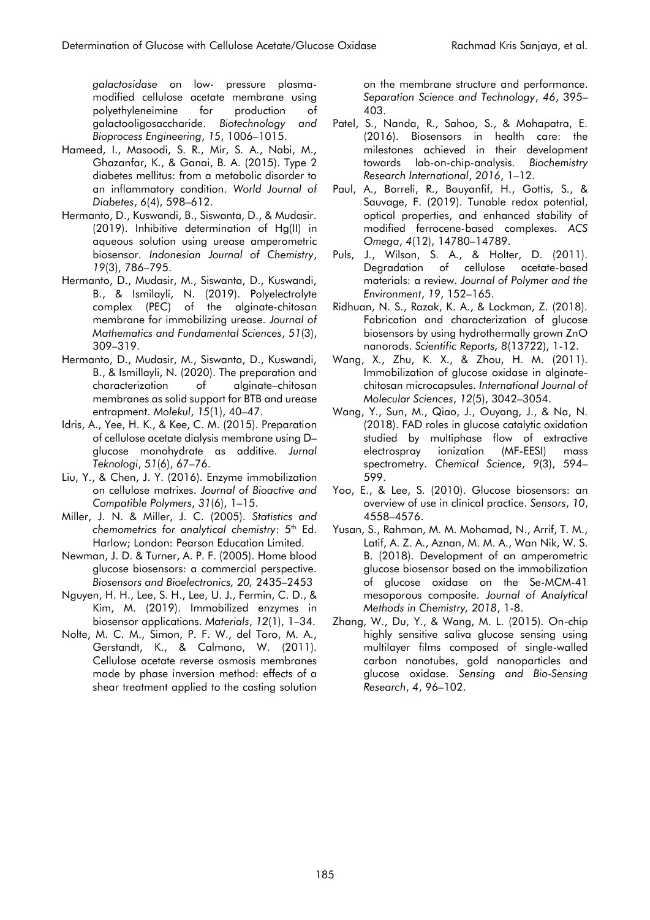*galactosidase* on low- pressure plasma-modified cellulose acetate membrane using polyethyleneimine for production of galactooligosaccharide. *Biotechnology and Bioprocess Engineering*, *15*, 1006–1015.

Hameed, I., Masoodi, S. R., Mir, S. A., Nabi, M., Ghazanfar, K., & Ganai, B. A. (2015). Type 2 diabetes mellitus: from a metabolic disorder to an inflammatory condition. *World Journal of Diabetes*, *6*(4), 598–612.

Hermanto, D., Kuswandi, B., Siswanta, D., & Mudasir. (2019). Inhibitive determination of Hg(II) in aqueous solution using urease amperometric biosensor. *Indonesian Journal of Chemistry*, *19*(3), 786–795.

Hermanto, D., Mudasir, M., Siswanta, D., Kuswandi, B., & Ismilayli, N. (2019). Polyelectrolyte complex (PEC) of the alginate-chitosan membrane for immobilizing urease. *Journal of Mathematics and Fundamental Sciences*, *51*(3), 309–319.

Hermanto, D., Mudasir, M., Siswanta, D., Kuswandi, B., & Ismillayli, N. (2020). The preparation and characterization of alginate–chitosan membranes as solid support for BTB and urease entrapment. *Molekul*, *15*(1), 40–47.

Idris, A., Yee, H. K., & Kee, C. M. (2015). Preparation of cellulose acetate dialysis membrane using D–glucose monohydrate as additive. *Jurnal Teknologi*, *51*(6), 67–76.

Liu, Y., & Chen, J. Y. (2016). Enzyme immobilization on cellulose matrixes. *Journal of Bioactive and Compatible Polymers*, *31*(6), 1–15.

Miller, J. N. & Miller, J. C. (2005). *Statistics and chemometrics for analytical chemistry*: 5th Ed. Harlow; London: Pearson Education Limited.

Newman, J. D. & Turner, A. P. F. (2005). Home blood glucose biosensors: a commercial perspective. *Biosensors and Bioelectronics, 20,* 2435–2453

Nguyen, H. H., Lee, S. H., Lee, U. J., Fermin, C. D., & Kim, M. (2019). Immobilized enzymes in biosensor applications. *Materials*, *12*(1), 1–34.

Nolte, M. C. M., Simon, P. F. W., del Toro, M. A., Gerstandt, K., & Calmano, W. (2011). Cellulose acetate reverse osmosis membranes made by phase inversion method: effects of a shear treatment applied to the casting solution on the membrane structure and performance. *Separation Science and Technology*, *46*, 395–403.

Patel, S., Nanda, R., Sahoo, S., & Mohapatra, E. (2016). Biosensors in health care: the milestones achieved in their development towards lab-on-chip-analysis. *Biochemistry Research International*, *2016*, 1–12.

Paul, A., Borreli, R., Bouyanfif, H., Gottis, S., & Sauvage, F. (2019). Tunable redox potential, optical properties, and enhanced stability of modified ferrocene-based complexes. *ACS Omega*, *4*(12), 14780–14789.

Puls, J., Wilson, S. A., & Holter, D. (2011). Degradation of cellulose acetate-based materials: a review. *Journal of Polymer and the Environment*, *19*, 152–165.

Ridhuan, N. S., Razak, K. A., & Lockman, Z. (2018). Fabrication and characterization of glucose biosensors by using hydrothermally grown ZnO nanorods. *Scientific Reports, 8*(13722), 1-12.

Wang, X., Zhu, K. X., & Zhou, H. M. (2011). Immobilization of glucose oxidase in alginate-chitosan microcapsules. *International Journal of Molecular Sciences*, *12*(5), 3042–3054.

Wang, Y., Sun, M., Qiao, J., Ouyang, J., & Na, N. (2018). FAD roles in glucose catalytic oxidation studied by multiphase flow of extractive electrospray ionization (MF-EESI) mass spectrometry. *Chemical Science*, *9*(3), 594–599.

Yoo, E., & Lee, S. (2010). Glucose biosensors: an overview of use in clinical practice. *Sensors*, *10*, 4558–4576.

Yusan, S., Rahman, M. M. Mohamad, N., Arrif, T. M., Latif, A. Z. A., Aznan, M. M. A., Wan Nik, W. S. B. (2018). Development of an amperometric glucose biosensor based on the immobilization of glucose oxidase on the Se-MCM-41 mesoporous composite. *Journal of Analytical Methods in Chemistry, 2018*, 1-8.

Zhang, W., Du, Y., & Wang, M. L. (2015). On-chip highly sensitive saliva glucose sensing using multilayer films composed of single-walled carbon nanotubes, gold nanoparticles and glucose oxidase. *Sensing and Bio-Sensing Research*, *4*, 96–102.